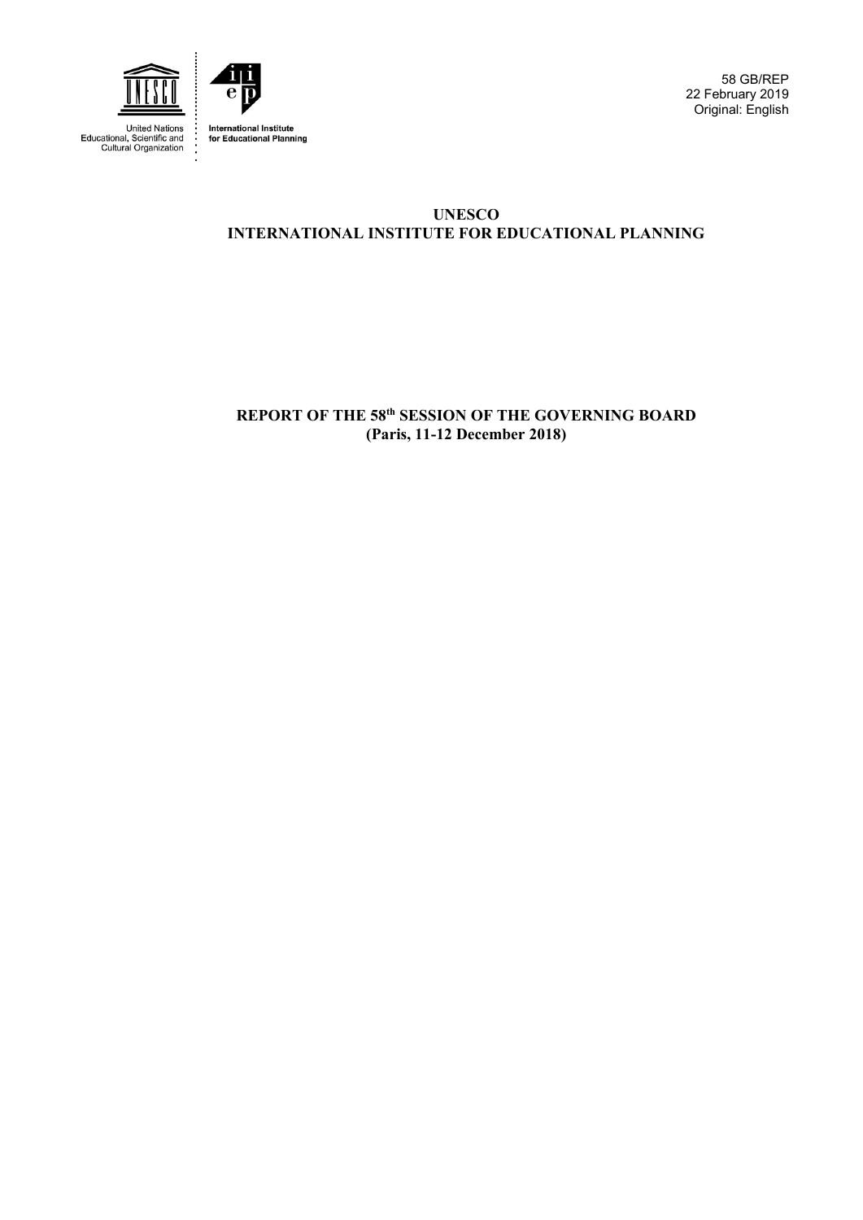United Nations Educational, Scientific and Cultural Organization

International Institute for Educational Planning

58 GB/REP
22 February 2019
Original: English

**UNESCO**
**INTERNATIONAL INSTITUTE FOR EDUCATIONAL PLANNING**

# REPORT OF THE 58th SESSION OF THE GOVERNING BOARD
**(Paris, 11-12 December 2018)**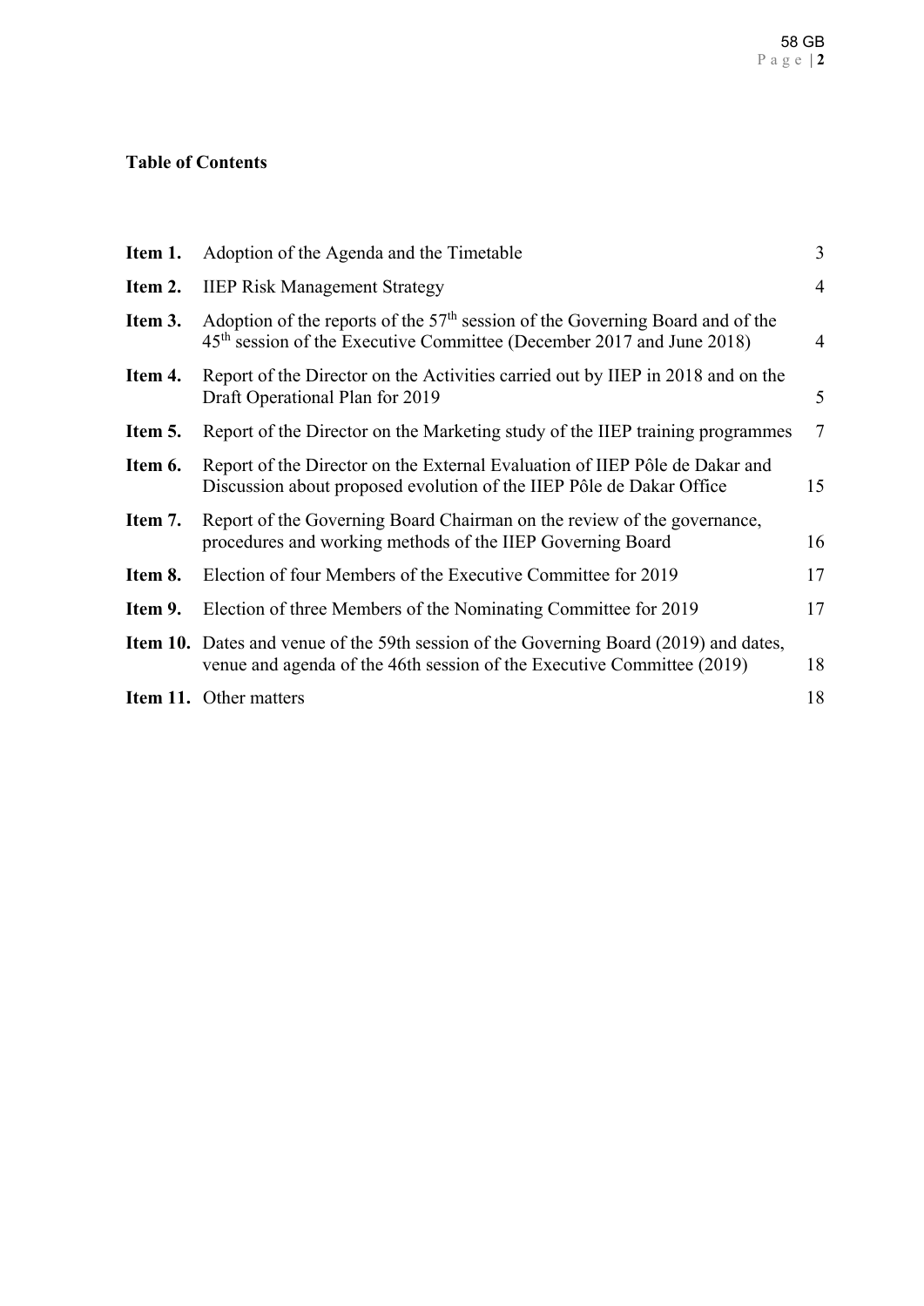**Table of Contents**

| | | |
|---|---|---|
| **Item 1.** | Adoption of the Agenda and the Timetable | 3 |
| **Item 2.** | IIEP Risk Management Strategy | 4 |
| **Item 3.** | Adoption of the reports of the 57th session of the Governing Board and of the 45th session of the Executive Committee (December 2017 and June 2018) | 4 |
| **Item 4.** | Report of the Director on the Activities carried out by IIEP in 2018 and on the Draft Operational Plan for 2019 | 5 |
| **Item 5.** | Report of the Director on the Marketing study of the IIEP training programmes | 7 |
| **Item 6.** | Report of the Director on the External Evaluation of IIEP Pôle de Dakar and Discussion about proposed evolution of the IIEP Pôle de Dakar Office | 15 |
| **Item 7.** | Report of the Governing Board Chairman on the review of the governance, procedures and working methods of the IIEP Governing Board | 16 |
| **Item 8.** | Election of four Members of the Executive Committee for 2019 | 17 |
| **Item 9.** | Election of three Members of the Nominating Committee for 2019 | 17 |
| **Item 10.** | Dates and venue of the 59th session of the Governing Board (2019) and dates, venue and agenda of the 46th session of the Executive Committee (2019) | 18 |
| **Item 11.** | Other matters | 18 |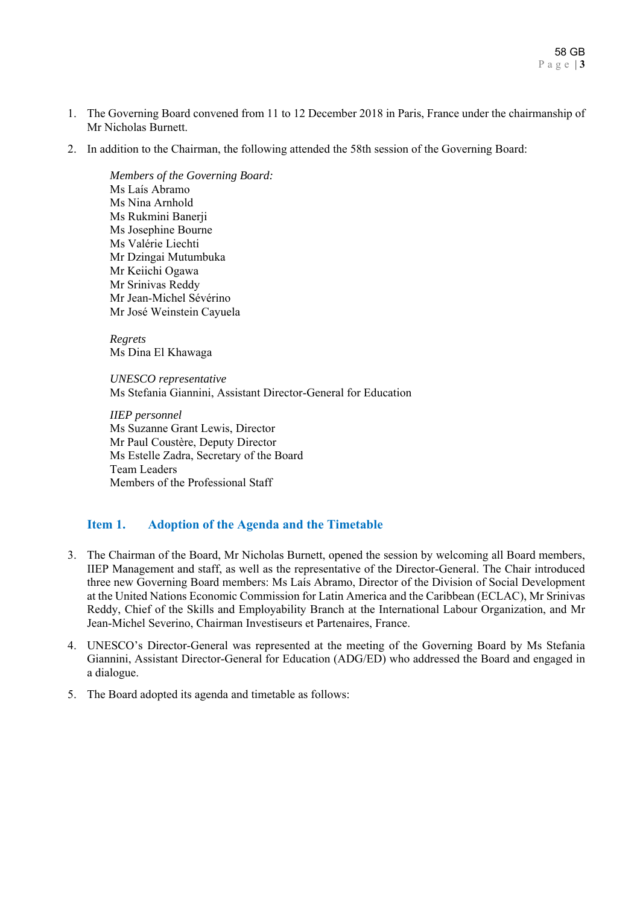1. The Governing Board convened from 11 to 12 December 2018 in Paris, France under the chairmanship of Mr Nicholas Burnett.

2. In addition to the Chairman, the following attended the 58th session of the Governing Board:

   *Members of the Governing Board:*
   Ms Laís Abramo
   Ms Nina Arnhold
   Ms Rukmini Banerji
   Ms Josephine Bourne
   Ms Valérie Liechti
   Mr Dzingai Mutumbuka
   Mr Keiichi Ogawa
   Mr Srinivas Reddy
   Mr Jean-Michel Sévérino
   Mr José Weinstein Cayuela

   *Regrets*
   Ms Dina El Khawaga

   *UNESCO representative*
   Ms Stefania Giannini, Assistant Director-General for Education

   *IIEP personnel*
   Ms Suzanne Grant Lewis, Director
   Mr Paul Coustère, Deputy Director
   Ms Estelle Zadra, Secretary of the Board
   Team Leaders
   Members of the Professional Staff

## Item 1. Adoption of the Agenda and the Timetable

3. The Chairman of the Board, Mr Nicholas Burnett, opened the session by welcoming all Board members, IIEP Management and staff, as well as the representative of the Director-General. The Chair introduced three new Governing Board members: Ms Laís Abramo, Director of the Division of Social Development at the United Nations Economic Commission for Latin America and the Caribbean (ECLAC), Mr Srinivas Reddy, Chief of the Skills and Employability Branch at the International Labour Organization, and Mr Jean-Michel Severino, Chairman Investiseurs et Partenaires, France.

4. UNESCO's Director-General was represented at the meeting of the Governing Board by Ms Stefania Giannini, Assistant Director-General for Education (ADG/ED) who addressed the Board and engaged in a dialogue.

5. The Board adopted its agenda and timetable as follows: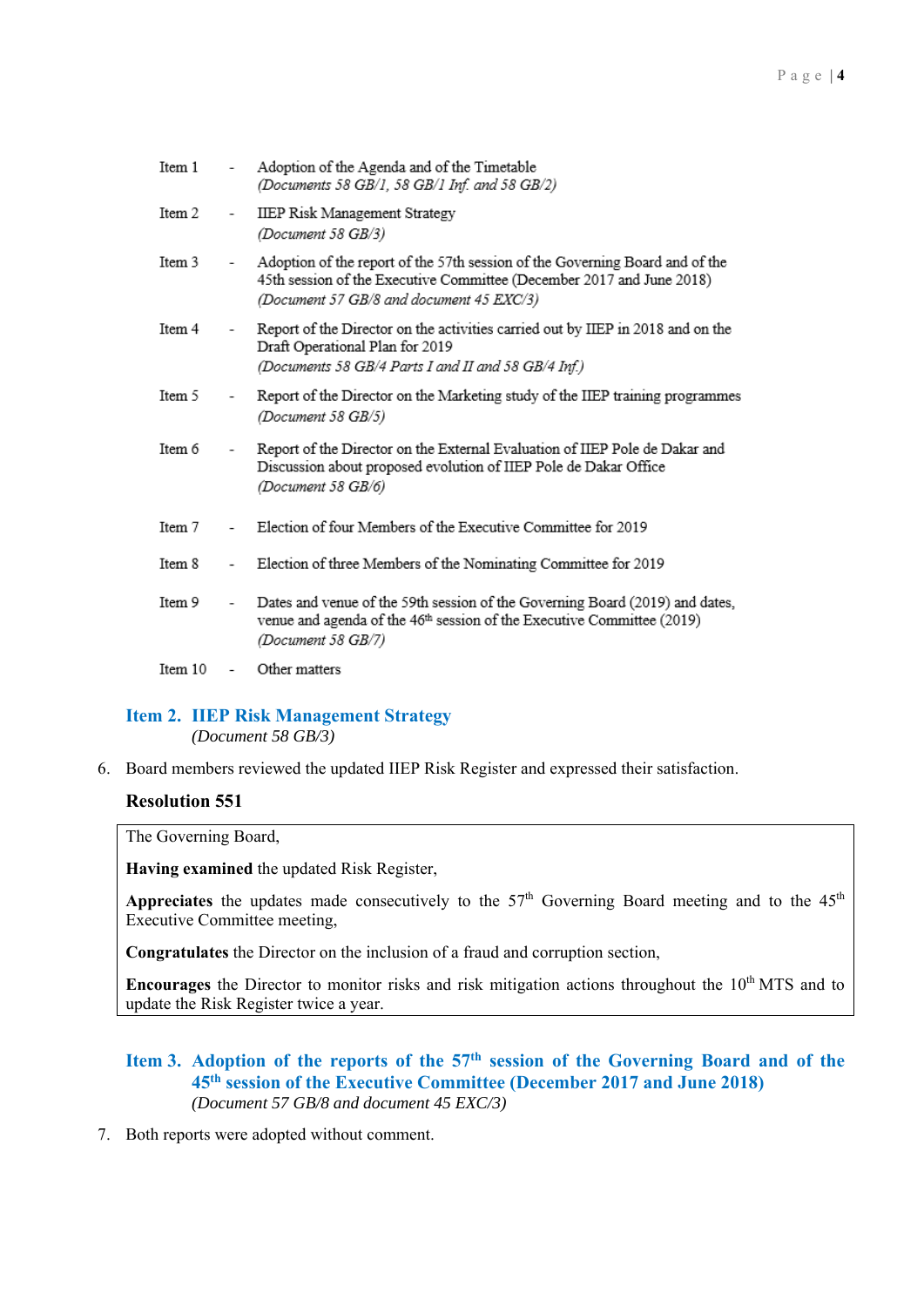| | | |
|---|---|---|
| Item 1 | - | Adoption of the Agenda and of the Timetable<br>*(Documents 58 GB/1, 58 GB/1 Inf. and 58 GB/2)* |
| Item 2 | - | IIEP Risk Management Strategy<br>*(Document 58 GB/3)* |
| Item 3 | - | Adoption of the report of the 57th session of the Governing Board and of the 45th session of the Executive Committee (December 2017 and June 2018)<br>*(Document 57 GB/8 and document 45 EXC/3)* |
| Item 4 | - | Report of the Director on the activities carried out by IIEP in 2018 and on the Draft Operational Plan for 2019<br>*(Documents 58 GB/4 Parts I and II and 58 GB/4 Inf.)* |
| Item 5 | - | Report of the Director on the Marketing study of the IIEP training programmes<br>*(Document 58 GB/5)* |
| Item 6 | - | Report of the Director on the External Evaluation of IIEP Pole de Dakar and Discussion about proposed evolution of IIEP Pole de Dakar Office<br>*(Document 58 GB/6)* |
| Item 7 | - | Election of four Members of the Executive Committee for 2019 |
| Item 8 | - | Election of three Members of the Nominating Committee for 2019 |
| Item 9 | - | Dates and venue of the 59th session of the Governing Board (2019) and dates, venue and agenda of the 46th session of the Executive Committee (2019)<br>*(Document 58 GB/7)* |
| Item 10 | - | Other matters |

## Item 2. IIEP Risk Management Strategy

*(Document 58 GB/3)*

6. Board members reviewed the updated IIEP Risk Register and expressed their satisfaction.

**Resolution 551**

The Governing Board,

**Having examined** the updated Risk Register,

**Appreciates** the updates made consecutively to the 57th Governing Board meeting and to the 45th Executive Committee meeting,

**Congratulates** the Director on the inclusion of a fraud and corruption section,

**Encourages** the Director to monitor risks and risk mitigation actions throughout the 10th MTS and to update the Risk Register twice a year.

## Item 3. Adoption of the reports of the 57th session of the Governing Board and of the 45th session of the Executive Committee (December 2017 and June 2018)

*(Document 57 GB/8 and document 45 EXC/3)*

7. Both reports were adopted without comment.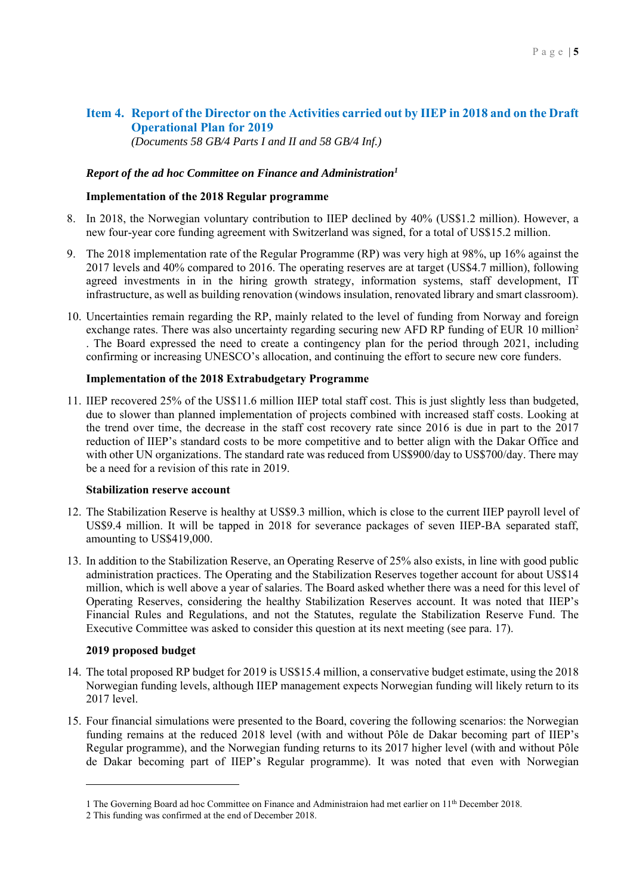## Item 4. Report of the Director on the Activities carried out by IIEP in 2018 and on the Draft Operational Plan for 2019

*(Documents 58 GB/4 Parts I and II and 58 GB/4 Inf.)*

***Report of the ad hoc Committee on Finance and Administration[1]***

**Implementation of the 2018 Regular programme**

8. In 2018, the Norwegian voluntary contribution to IIEP declined by 40% (US$1.2 million). However, a new four-year core funding agreement with Switzerland was signed, for a total of US$15.2 million.

9. The 2018 implementation rate of the Regular Programme (RP) was very high at 98%, up 16% against the 2017 levels and 40% compared to 2016. The operating reserves are at target (US$4.7 million), following agreed investments in in the hiring growth strategy, information systems, staff development, IT infrastructure, as well as building renovation (windows insulation, renovated library and smart classroom).

10. Uncertainties remain regarding the RP, mainly related to the level of funding from Norway and foreign exchange rates. There was also uncertainty regarding securing new AFD RP funding of EUR 10 million[2] . The Board expressed the need to create a contingency plan for the period through 2021, including confirming or increasing UNESCO's allocation, and continuing the effort to secure new core funders.

**Implementation of the 2018 Extrabudgetary Programme**

11. IIEP recovered 25% of the US$11.6 million IIEP total staff cost. This is just slightly less than budgeted, due to slower than planned implementation of projects combined with increased staff costs. Looking at the trend over time, the decrease in the staff cost recovery rate since 2016 is due in part to the 2017 reduction of IIEP's standard costs to be more competitive and to better align with the Dakar Office and with other UN organizations. The standard rate was reduced from US$900/day to US$700/day. There may be a need for a revision of this rate in 2019.

**Stabilization reserve account**

12. The Stabilization Reserve is healthy at US$9.3 million, which is close to the current IIEP payroll level of US$9.4 million. It will be tapped in 2018 for severance packages of seven IIEP-BA separated staff, amounting to US$419,000.

13. In addition to the Stabilization Reserve, an Operating Reserve of 25% also exists, in line with good public administration practices. The Operating and the Stabilization Reserves together account for about US$14 million, which is well above a year of salaries. The Board asked whether there was a need for this level of Operating Reserves, considering the healthy Stabilization Reserves account. It was noted that IIEP's Financial Rules and Regulations, and not the Statutes, regulate the Stabilization Reserve Fund. The Executive Committee was asked to consider this question at its next meeting (see para. 17).

**2019 proposed budget**

14. The total proposed RP budget for 2019 is US$15.4 million, a conservative budget estimate, using the 2018 Norwegian funding levels, although IIEP management expects Norwegian funding will likely return to its 2017 level.

15. Four financial simulations were presented to the Board, covering the following scenarios: the Norwegian funding remains at the reduced 2018 level (with and without Pôle de Dakar becoming part of IIEP's Regular programme), and the Norwegian funding returns to its 2017 higher level (with and without Pôle de Dakar becoming part of IIEP's Regular programme). It was noted that even with Norwegian

---

1 The Governing Board ad hoc Committee on Finance and Administraion had met earlier on 11th December 2018.

2 This funding was confirmed at the end of December 2018.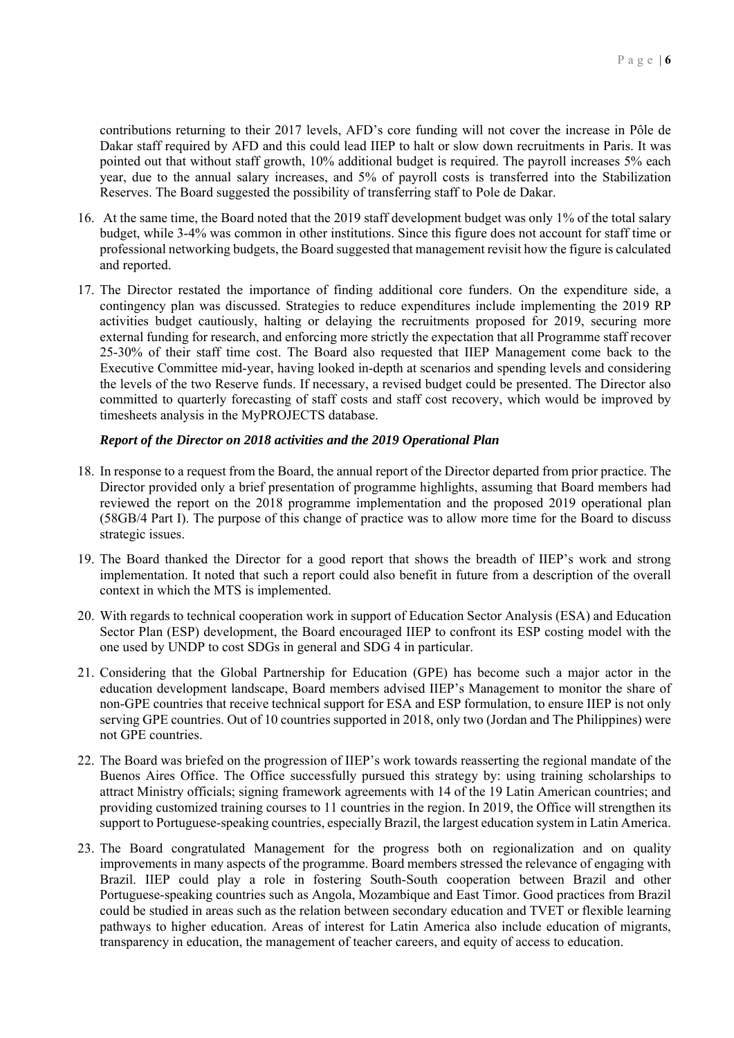contributions returning to their 2017 levels, AFD's core funding will not cover the increase in Pôle de Dakar staff required by AFD and this could lead IIEP to halt or slow down recruitments in Paris. It was pointed out that without staff growth, 10% additional budget is required. The payroll increases 5% each year, due to the annual salary increases, and 5% of payroll costs is transferred into the Stabilization Reserves. The Board suggested the possibility of transferring staff to Pole de Dakar.

16. At the same time, the Board noted that the 2019 staff development budget was only 1% of the total salary budget, while 3-4% was common in other institutions. Since this figure does not account for staff time or professional networking budgets, the Board suggested that management revisit how the figure is calculated and reported.

17. The Director restated the importance of finding additional core funders. On the expenditure side, a contingency plan was discussed. Strategies to reduce expenditures include implementing the 2019 RP activities budget cautiously, halting or delaying the recruitments proposed for 2019, securing more external funding for research, and enforcing more strictly the expectation that all Programme staff recover 25-30% of their staff time cost. The Board also requested that IIEP Management come back to the Executive Committee mid-year, having looked in-depth at scenarios and spending levels and considering the levels of the two Reserve funds. If necessary, a revised budget could be presented. The Director also committed to quarterly forecasting of staff costs and staff cost recovery, which would be improved by timesheets analysis in the MyPROJECTS database.

***Report of the Director on 2018 activities and the 2019 Operational Plan***

18. In response to a request from the Board, the annual report of the Director departed from prior practice. The Director provided only a brief presentation of programme highlights, assuming that Board members had reviewed the report on the 2018 programme implementation and the proposed 2019 operational plan (58GB/4 Part I). The purpose of this change of practice was to allow more time for the Board to discuss strategic issues.

19. The Board thanked the Director for a good report that shows the breadth of IIEP's work and strong implementation. It noted that such a report could also benefit in future from a description of the overall context in which the MTS is implemented.

20. With regards to technical cooperation work in support of Education Sector Analysis (ESA) and Education Sector Plan (ESP) development, the Board encouraged IIEP to confront its ESP costing model with the one used by UNDP to cost SDGs in general and SDG 4 in particular.

21. Considering that the Global Partnership for Education (GPE) has become such a major actor in the education development landscape, Board members advised IIEP's Management to monitor the share of non-GPE countries that receive technical support for ESA and ESP formulation, to ensure IIEP is not only serving GPE countries. Out of 10 countries supported in 2018, only two (Jordan and The Philippines) were not GPE countries.

22. The Board was briefed on the progression of IIEP's work towards reasserting the regional mandate of the Buenos Aires Office. The Office successfully pursued this strategy by: using training scholarships to attract Ministry officials; signing framework agreements with 14 of the 19 Latin American countries; and providing customized training courses to 11 countries in the region. In 2019, the Office will strengthen its support to Portuguese-speaking countries, especially Brazil, the largest education system in Latin America.

23. The Board congratulated Management for the progress both on regionalization and on quality improvements in many aspects of the programme. Board members stressed the relevance of engaging with Brazil. IIEP could play a role in fostering South-South cooperation between Brazil and other Portuguese-speaking countries such as Angola, Mozambique and East Timor. Good practices from Brazil could be studied in areas such as the relation between secondary education and TVET or flexible learning pathways to higher education. Areas of interest for Latin America also include education of migrants, transparency in education, the management of teacher careers, and equity of access to education.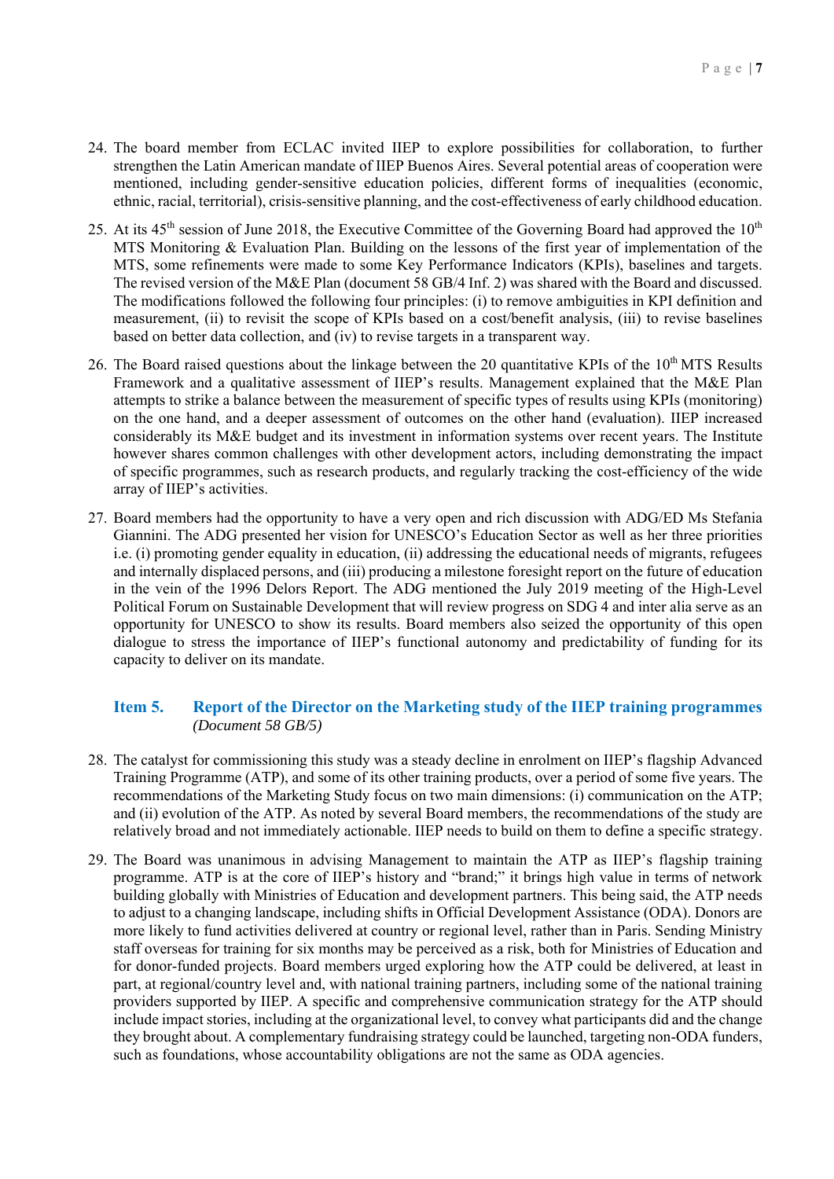24. The board member from ECLAC invited IIEP to explore possibilities for collaboration, to further strengthen the Latin American mandate of IIEP Buenos Aires. Several potential areas of cooperation were mentioned, including gender-sensitive education policies, different forms of inequalities (economic, ethnic, racial, territorial), crisis-sensitive planning, and the cost-effectiveness of early childhood education.

25. At its 45th session of June 2018, the Executive Committee of the Governing Board had approved the 10th MTS Monitoring & Evaluation Plan. Building on the lessons of the first year of implementation of the MTS, some refinements were made to some Key Performance Indicators (KPIs), baselines and targets. The revised version of the M&E Plan (document 58 GB/4 Inf. 2) was shared with the Board and discussed. The modifications followed the following four principles: (i) to remove ambiguities in KPI definition and measurement, (ii) to revisit the scope of KPIs based on a cost/benefit analysis, (iii) to revise baselines based on better data collection, and (iv) to revise targets in a transparent way.

26. The Board raised questions about the linkage between the 20 quantitative KPIs of the 10th MTS Results Framework and a qualitative assessment of IIEP's results. Management explained that the M&E Plan attempts to strike a balance between the measurement of specific types of results using KPIs (monitoring) on the one hand, and a deeper assessment of outcomes on the other hand (evaluation). IIEP increased considerably its M&E budget and its investment in information systems over recent years. The Institute however shares common challenges with other development actors, including demonstrating the impact of specific programmes, such as research products, and regularly tracking the cost-efficiency of the wide array of IIEP's activities.

27. Board members had the opportunity to have a very open and rich discussion with ADG/ED Ms Stefania Giannini. The ADG presented her vision for UNESCO's Education Sector as well as her three priorities i.e. (i) promoting gender equality in education, (ii) addressing the educational needs of migrants, refugees and internally displaced persons, and (iii) producing a milestone foresight report on the future of education in the vein of the 1996 Delors Report. The ADG mentioned the July 2019 meeting of the High-Level Political Forum on Sustainable Development that will review progress on SDG 4 and inter alia serve as an opportunity for UNESCO to show its results. Board members also seized the opportunity of this open dialogue to stress the importance of IIEP's functional autonomy and predictability of funding for its capacity to deliver on its mandate.

## Item 5. Report of the Director on the Marketing study of the IIEP training programmes

*(Document 58 GB/5)*

28. The catalyst for commissioning this study was a steady decline in enrolment on IIEP's flagship Advanced Training Programme (ATP), and some of its other training products, over a period of some five years. The recommendations of the Marketing Study focus on two main dimensions: (i) communication on the ATP; and (ii) evolution of the ATP. As noted by several Board members, the recommendations of the study are relatively broad and not immediately actionable. IIEP needs to build on them to define a specific strategy.

29. The Board was unanimous in advising Management to maintain the ATP as IIEP's flagship training programme. ATP is at the core of IIEP's history and "brand;" it brings high value in terms of network building globally with Ministries of Education and development partners. This being said, the ATP needs to adjust to a changing landscape, including shifts in Official Development Assistance (ODA). Donors are more likely to fund activities delivered at country or regional level, rather than in Paris. Sending Ministry staff overseas for training for six months may be perceived as a risk, both for Ministries of Education and for donor-funded projects. Board members urged exploring how the ATP could be delivered, at least in part, at regional/country level and, with national training partners, including some of the national training providers supported by IIEP. A specific and comprehensive communication strategy for the ATP should include impact stories, including at the organizational level, to convey what participants did and the change they brought about. A complementary fundraising strategy could be launched, targeting non-ODA funders, such as foundations, whose accountability obligations are not the same as ODA agencies.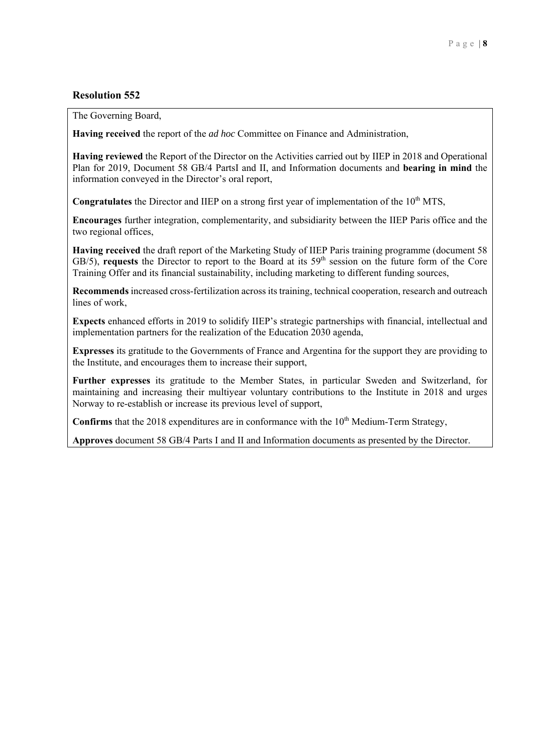## Resolution 552

The Governing Board,

**Having received** the report of the *ad hoc* Committee on Finance and Administration,

**Having reviewed** the Report of the Director on the Activities carried out by IIEP in 2018 and Operational Plan for 2019, Document 58 GB/4 PartsI and II, and Information documents and **bearing in mind** the information conveyed in the Director's oral report,

**Congratulates** the Director and IIEP on a strong first year of implementation of the 10th MTS,

**Encourages** further integration, complementarity, and subsidiarity between the IIEP Paris office and the two regional offices,

**Having received** the draft report of the Marketing Study of IIEP Paris training programme (document 58 GB/5), **requests** the Director to report to the Board at its 59th session on the future form of the Core Training Offer and its financial sustainability, including marketing to different funding sources,

**Recommends** increased cross-fertilization across its training, technical cooperation, research and outreach lines of work,

**Expects** enhanced efforts in 2019 to solidify IIEP's strategic partnerships with financial, intellectual and implementation partners for the realization of the Education 2030 agenda,

**Expresses** its gratitude to the Governments of France and Argentina for the support they are providing to the Institute, and encourages them to increase their support,

**Further expresses** its gratitude to the Member States, in particular Sweden and Switzerland, for maintaining and increasing their multiyear voluntary contributions to the Institute in 2018 and urges Norway to re-establish or increase its previous level of support,

**Confirms** that the 2018 expenditures are in conformance with the 10th Medium-Term Strategy,

**Approves** document 58 GB/4 Parts I and II and Information documents as presented by the Director.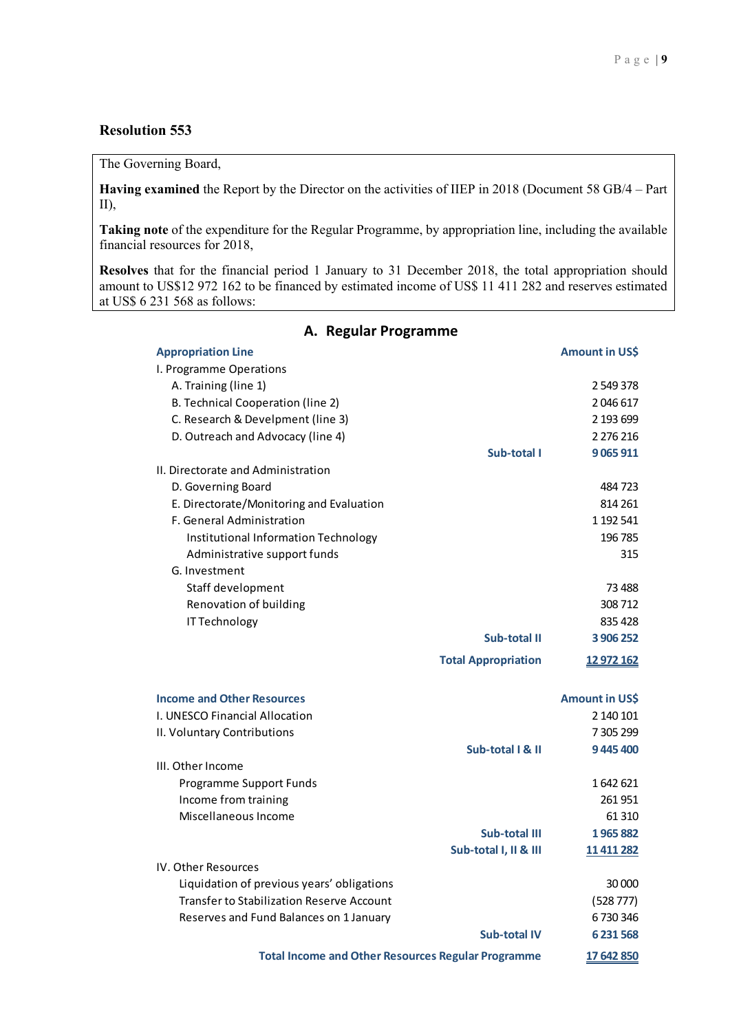### Resolution 553

The Governing Board,

**Having examined** the Report by the Director on the activities of IIEP in 2018 (Document 58 GB/4 – Part II),

**Taking note** of the expenditure for the Regular Programme, by appropriation line, including the available financial resources for 2018,

**Resolves** that for the financial period 1 January to 31 December 2018, the total appropriation should amount to US$12 972 162 to be financed by estimated income of US$ 11 411 282 and reserves estimated at US$ 6 231 568 as follows:

## A. Regular Programme

| Appropriation Line | | Amount in US$ |
|---|---|---|
| I. Programme Operations | | |
| A. Training (line 1) | | 2 549 378 |
| B. Technical Cooperation (line 2) | | 2 046 617 |
| C. Research & Develpment (line 3) | | 2 193 699 |
| D. Outreach and Advocacy (line 4) | | 2 276 216 |
| | **Sub-total I** | **9 065 911** |
| II. Directorate and Administration | | |
| D. Governing Board | | 484 723 |
| E. Directorate/Monitoring and Evaluation | | 814 261 |
| F. General Administration | | 1 192 541 |
| Institutional Information Technology | | 196 785 |
| Administrative support funds | | 315 |
| G. Investment | | |
| Staff development | | 73 488 |
| Renovation of building | | 308 712 |
| IT Technology | | 835 428 |
| | **Sub-total II** | **3 906 252** |
| | **Total Appropriation** | **12 972 162** |

| Income and Other Resources | | Amount in US$ |
|---|---|---|
| I. UNESCO Financial Allocation | | 2 140 101 |
| II. Voluntary Contributions | | 7 305 299 |
| | **Sub-total I & II** | **9 445 400** |
| III. Other Income | | |
| Programme Support Funds | | 1 642 621 |
| Income from training | | 261 951 |
| Miscellaneous Income | | 61 310 |
| | **Sub-total III** | **1 965 882** |
| | **Sub-total I, II & III** | **11 411 282** |
| IV. Other Resources | | |
| Liquidation of previous years' obligations | | 30 000 |
| Transfer to Stabilization Reserve Account | | (528 777) |
| Reserves and Fund Balances on 1 January | | 6 730 346 |
| | **Sub-total IV** | **6 231 568** |
| | **Total Income and Other Resources Regular Programme** | **17 642 850** |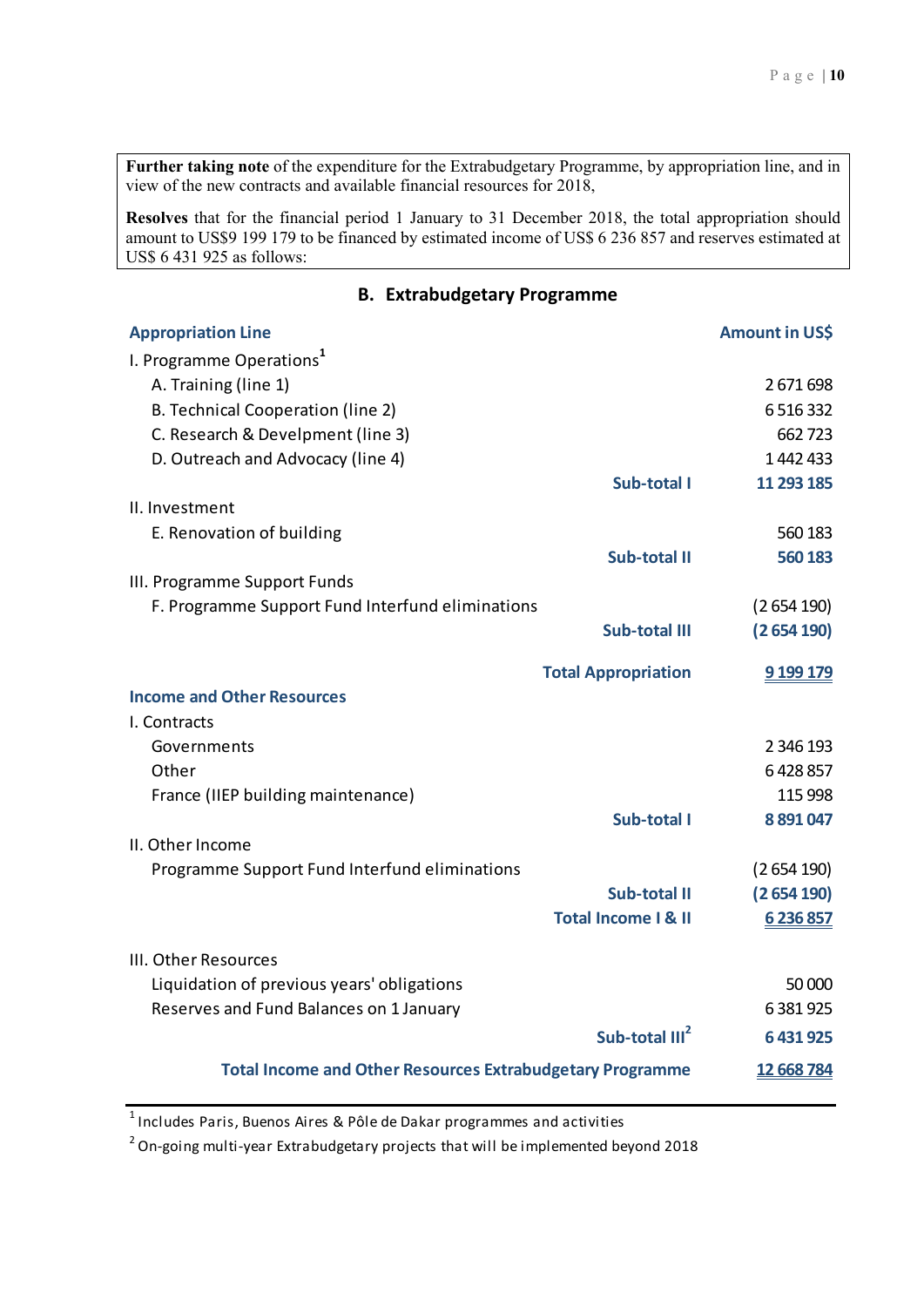**Further taking note** of the expenditure for the Extrabudgetary Programme, by appropriation line, and in view of the new contracts and available financial resources for 2018,

**Resolves** that for the financial period 1 January to 31 December 2018, the total appropriation should amount to US$9 199 179 to be financed by estimated income of US$ 6 236 857 and reserves estimated at US$ 6 431 925 as follows:

## B. Extrabudgetary Programme

| Appropriation Line | | Amount in US$ |
|---|---|---|
| I. Programme Operations[1] | | |
| A. Training (line 1) | | 2 671 698 |
| B. Technical Cooperation (line 2) | | 6 516 332 |
| C. Research & Develpment (line 3) | | 662 723 |
| D. Outreach and Advocacy (line 4) | | 1 442 433 |
| | **Sub-total I** | **11 293 185** |
| II. Investment | | |
| E. Renovation of building | | 560 183 |
| | **Sub-total II** | **560 183** |
| III. Programme Support Funds | | |
| F. Programme Support Fund Interfund eliminations | | (2 654 190) |
| | **Sub-total III** | **(2 654 190)** |
| | **Total Appropriation** | **9 199 179** |
| **Income and Other Resources** | | |
| I. Contracts | | |
| Governments | | 2 346 193 |
| Other | | 6 428 857 |
| France (IIEP building maintenance) | | 115 998 |
| | **Sub-total I** | **8 891 047** |
| II. Other Income | | |
| Programme Support Fund Interfund eliminations | | (2 654 190) |
| | **Sub-total II** | **(2 654 190)** |
| | **Total Income I & II** | **6 236 857** |
| III. Other Resources | | |
| Liquidation of previous years' obligations | | 50 000 |
| Reserves and Fund Balances on 1 January | | 6 381 925 |
| | **Sub-total III[2]** | **6 431 925** |
| | **Total Income and Other Resources Extrabudgetary Programme** | **12 668 784** |

[1] Includes Paris, Buenos Aires & Pôle de Dakar programmes and activities

[2] On-going multi-year Extrabudgetary projects that will be implemented beyond 2018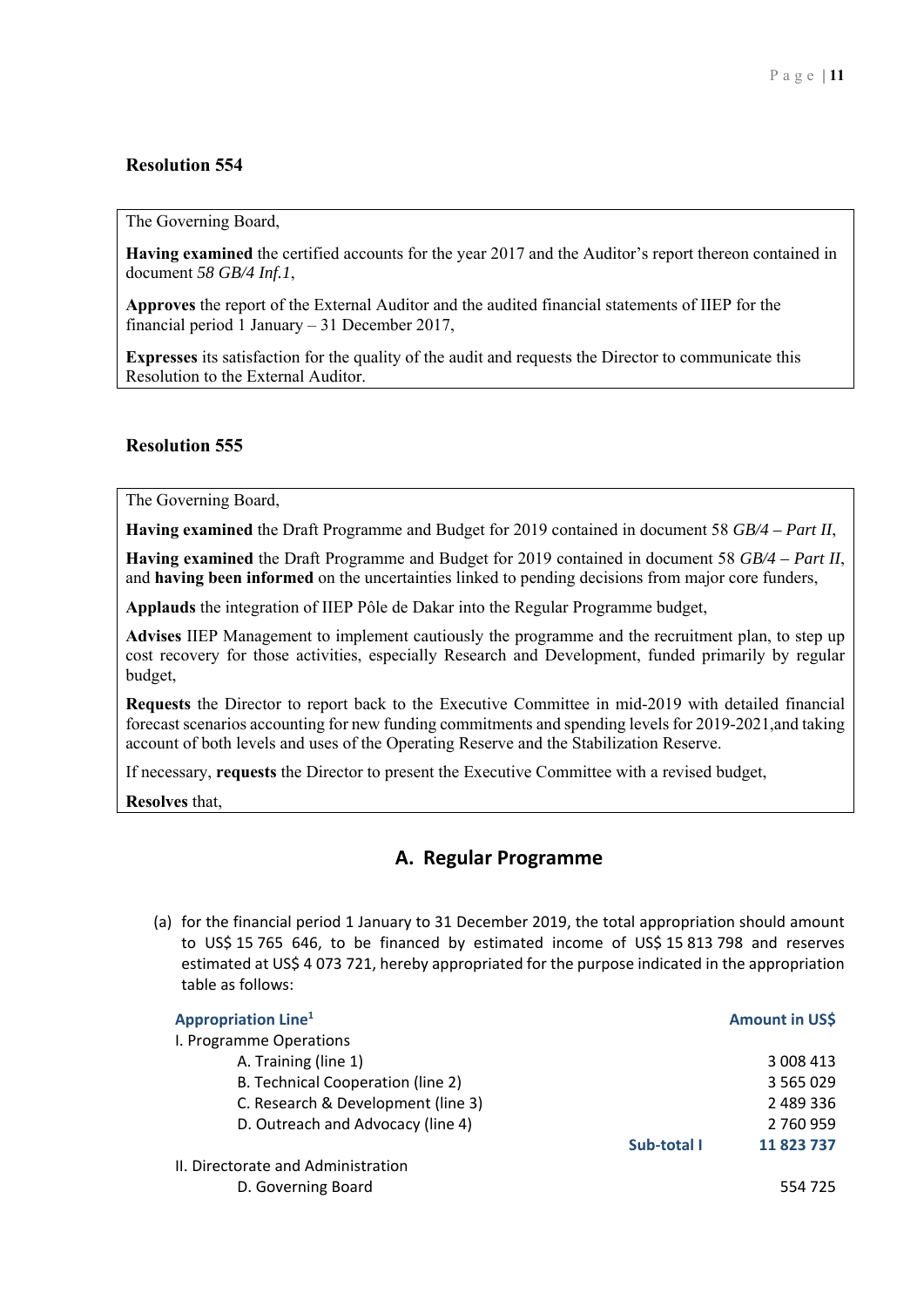### Resolution 554

The Governing Board,

**Having examined** the certified accounts for the year 2017 and the Auditor's report thereon contained in document *58 GB/4 Inf.1*,

**Approves** the report of the External Auditor and the audited financial statements of IIEP for the financial period 1 January – 31 December 2017,

**Expresses** its satisfaction for the quality of the audit and requests the Director to communicate this Resolution to the External Auditor.

### Resolution 555

The Governing Board,

**Having examined** the Draft Programme and Budget for 2019 contained in document 58 *GB/4 – Part II*,

**Having examined** the Draft Programme and Budget for 2019 contained in document 58 *GB/4 – Part II*, and **having been informed** on the uncertainties linked to pending decisions from major core funders,

**Applauds** the integration of IIEP Pôle de Dakar into the Regular Programme budget,

**Advises** IIEP Management to implement cautiously the programme and the recruitment plan, to step up cost recovery for those activities, especially Research and Development, funded primarily by regular budget,

**Requests** the Director to report back to the Executive Committee in mid-2019 with detailed financial forecast scenarios accounting for new funding commitments and spending levels for 2019-2021,and taking account of both levels and uses of the Operating Reserve and the Stabilization Reserve.

If necessary, **requests** the Director to present the Executive Committee with a revised budget,

**Resolves** that,

## A. Regular Programme

(a) for the financial period 1 January to 31 December 2019, the total appropriation should amount to US$ 15 765 646, to be financed by estimated income of US$ 15 813 798 and reserves estimated at US$ 4 073 721, hereby appropriated for the purpose indicated in the appropriation table as follows:

| Appropriation Line[1] | | Amount in US$ |
|---|---|---|
| I. Programme Operations | | |
| A. Training (line 1) | | 3 008 413 |
| B. Technical Cooperation (line 2) | | 3 565 029 |
| C. Research & Development (line 3) | | 2 489 336 |
| D. Outreach and Advocacy (line 4) | | 2 760 959 |
| | **Sub-total I** | **11 823 737** |
| II. Directorate and Administration | | |
| D. Governing Board | | 554 725 |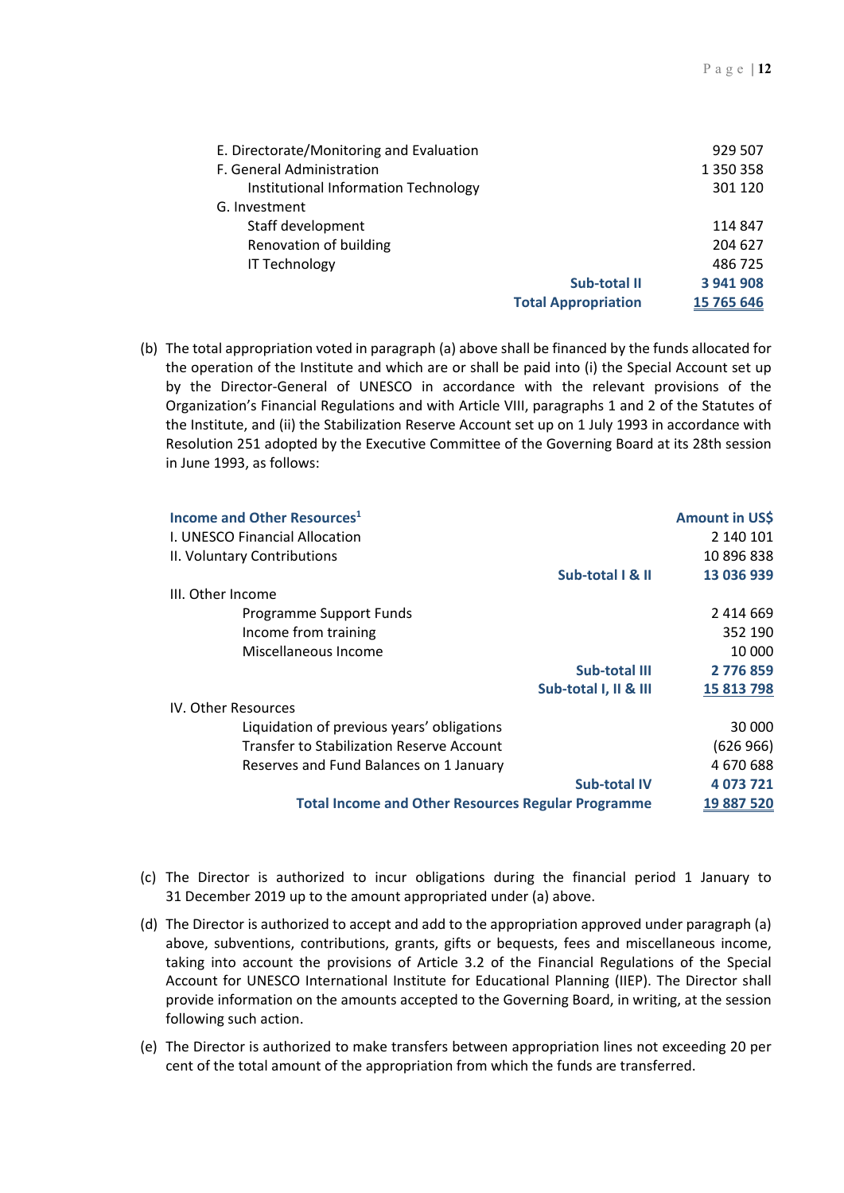| | |
|---|---|
| E. Directorate/Monitoring and Evaluation | 929 507 |
| F. General Administration | 1 350 358 |
| Institutional Information Technology | 301 120 |
| G. Investment | |
| Staff development | 114 847 |
| Renovation of building | 204 627 |
| IT Technology | 486 725 |
| **Sub-total II** | **3 941 908** |
| **Total Appropriation** | **15 765 646** |

(b) The total appropriation voted in paragraph (a) above shall be financed by the funds allocated for the operation of the Institute and which are or shall be paid into (i) the Special Account set up by the Director-General of UNESCO in accordance with the relevant provisions of the Organization's Financial Regulations and with Article VIII, paragraphs 1 and 2 of the Statutes of the Institute, and (ii) the Stabilization Reserve Account set up on 1 July 1993 in accordance with Resolution 251 adopted by the Executive Committee of the Governing Board at its 28th session in June 1993, as follows:

| Income and Other Resources[1] | Amount in US$ |
|---|---|
| I. UNESCO Financial Allocation | 2 140 101 |
| II. Voluntary Contributions | 10 896 838 |
| **Sub-total I & II** | **13 036 939** |
| III. Other Income | |
| Programme Support Funds | 2 414 669 |
| Income from training | 352 190 |
| Miscellaneous Income | 10 000 |
| **Sub-total III** | **2 776 859** |
| **Sub-total I, II & III** | **15 813 798** |
| IV. Other Resources | |
| Liquidation of previous years' obligations | 30 000 |
| Transfer to Stabilization Reserve Account | (626 966) |
| Reserves and Fund Balances on 1 January | 4 670 688 |
| **Sub-total IV** | **4 073 721** |
| **Total Income and Other Resources Regular Programme** | **19 887 520** |

(c) The Director is authorized to incur obligations during the financial period 1 January to 31 December 2019 up to the amount appropriated under (a) above.

(d) The Director is authorized to accept and add to the appropriation approved under paragraph (a) above, subventions, contributions, grants, gifts or bequests, fees and miscellaneous income, taking into account the provisions of Article 3.2 of the Financial Regulations of the Special Account for UNESCO International Institute for Educational Planning (IIEP). The Director shall provide information on the amounts accepted to the Governing Board, in writing, at the session following such action.

(e) The Director is authorized to make transfers between appropriation lines not exceeding 20 per cent of the total amount of the appropriation from which the funds are transferred.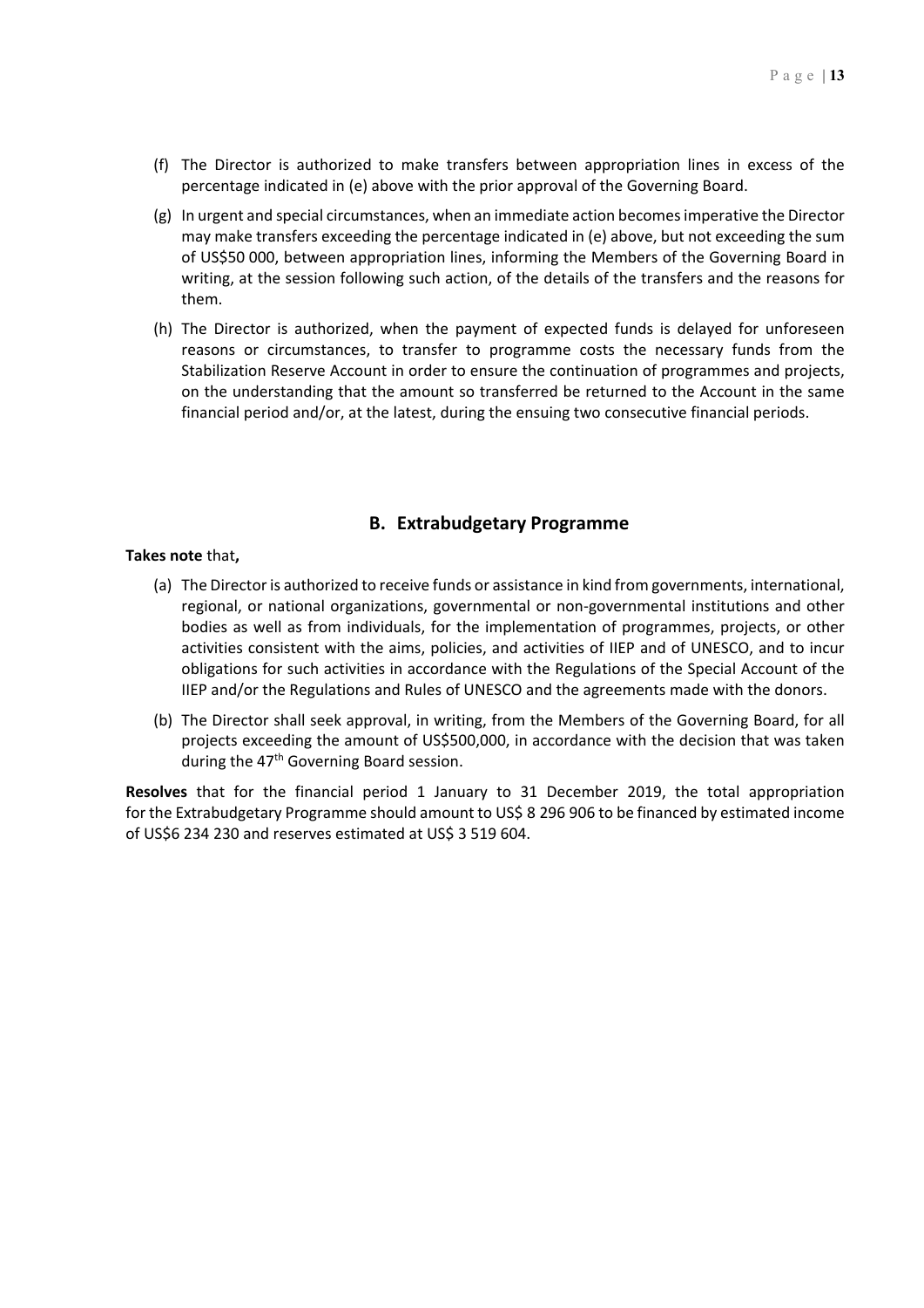(f) The Director is authorized to make transfers between appropriation lines in excess of the percentage indicated in (e) above with the prior approval of the Governing Board.

(g) In urgent and special circumstances, when an immediate action becomes imperative the Director may make transfers exceeding the percentage indicated in (e) above, but not exceeding the sum of US$50 000, between appropriation lines, informing the Members of the Governing Board in writing, at the session following such action, of the details of the transfers and the reasons for them.

(h) The Director is authorized, when the payment of expected funds is delayed for unforeseen reasons or circumstances, to transfer to programme costs the necessary funds from the Stabilization Reserve Account in order to ensure the continuation of programmes and projects, on the understanding that the amount so transferred be returned to the Account in the same financial period and/or, at the latest, during the ensuing two consecutive financial periods.

## B. Extrabudgetary Programme

**Takes note** that**,**

(a) The Director is authorized to receive funds or assistance in kind from governments, international, regional, or national organizations, governmental or non-governmental institutions and other bodies as well as from individuals, for the implementation of programmes, projects, or other activities consistent with the aims, policies, and activities of IIEP and of UNESCO, and to incur obligations for such activities in accordance with the Regulations of the Special Account of the IIEP and/or the Regulations and Rules of UNESCO and the agreements made with the donors.

(b) The Director shall seek approval, in writing, from the Members of the Governing Board, for all projects exceeding the amount of US$500,000, in accordance with the decision that was taken during the 47th Governing Board session.

**Resolves** that for the financial period 1 January to 31 December 2019, the total appropriation for the Extrabudgetary Programme should amount to US$ 8 296 906 to be financed by estimated income of US$6 234 230 and reserves estimated at US$ 3 519 604.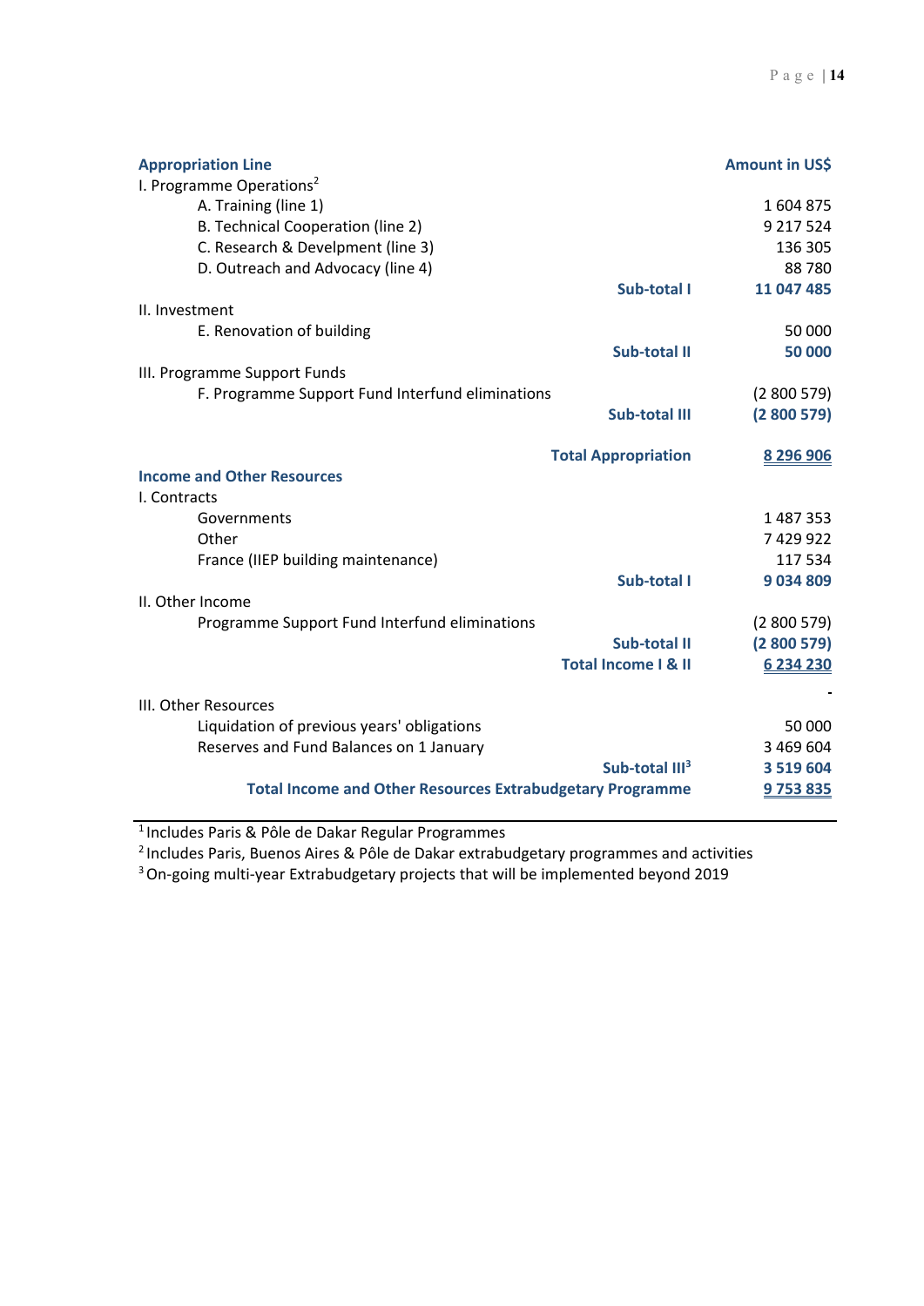| Appropriation Line | | Amount in US$ |
|---|---|---|
| I. Programme Operations[2] | | |
| A. Training (line 1) | | 1 604 875 |
| B. Technical Cooperation (line 2) | | 9 217 524 |
| C. Research & Develpment (line 3) | | 136 305 |
| D. Outreach and Advocacy (line 4) | | 88 780 |
| | **Sub-total I** | **11 047 485** |
| II. Investment | | |
| E. Renovation of building | | 50 000 |
| | **Sub-total II** | **50 000** |
| III. Programme Support Funds | | |
| F. Programme Support Fund Interfund eliminations | | (2 800 579) |
| | **Sub-total III** | **(2 800 579)** |
| | **Total Appropriation** | **8 296 906** |
| **Income and Other Resources** | | |
| I. Contracts | | |
| Governments | | 1 487 353 |
| Other | | 7 429 922 |
| France (IIEP building maintenance) | | 117 534 |
| | **Sub-total I** | **9 034 809** |
| II. Other Income | | |
| Programme Support Fund Interfund eliminations | | (2 800 579) |
| | **Sub-total II** | **(2 800 579)** |
| | **Total Income I & II** | **6 234 230** |
| | | - |
| III. Other Resources | | |
| Liquidation of previous years' obligations | | 50 000 |
| Reserves and Fund Balances on 1 January | | 3 469 604 |
| | **Sub-total III[3]** | **3 519 604** |
| | **Total Income and Other Resources Extrabudgetary Programme** | **9 753 835** |

[1] Includes Paris & Pôle de Dakar Regular Programmes

[2] Includes Paris, Buenos Aires & Pôle de Dakar extrabudgetary programmes and activities

[3] On-going multi-year Extrabudgetary projects that will be implemented beyond 2019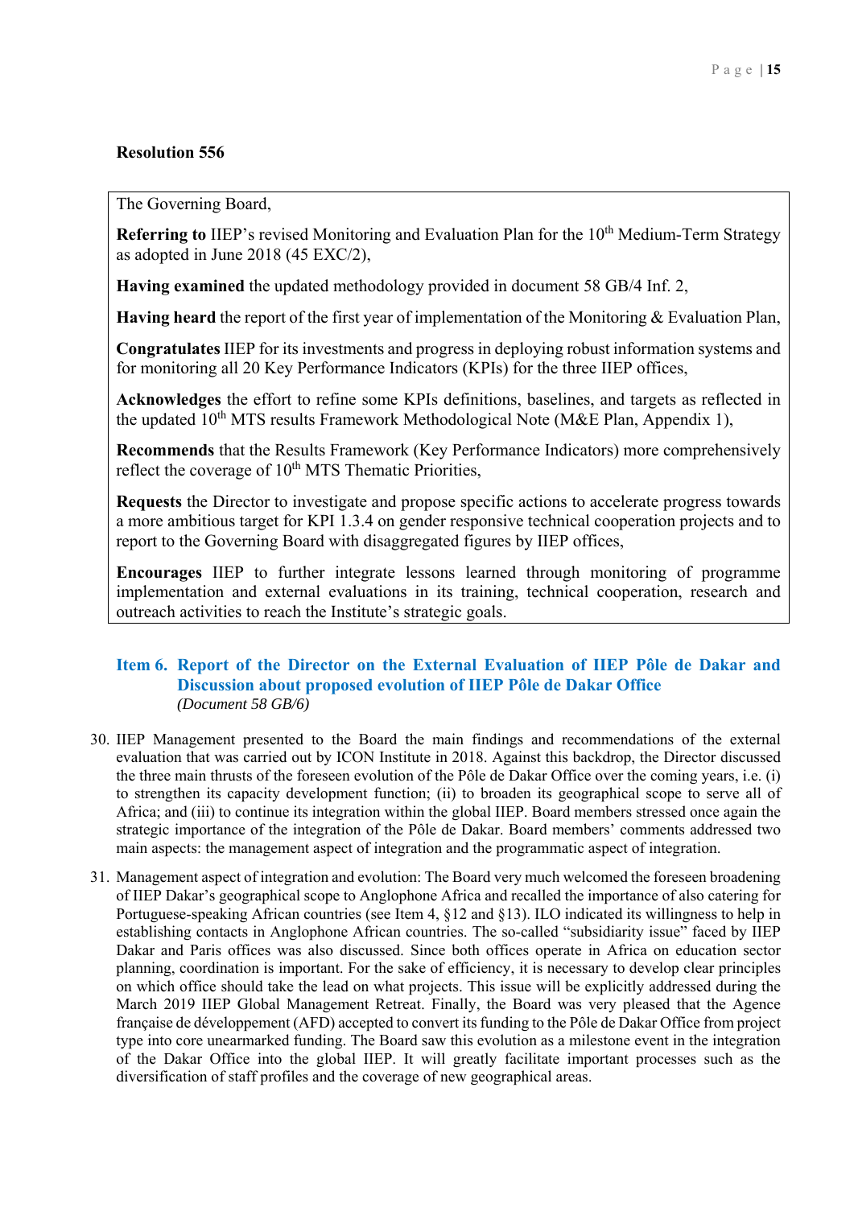**Resolution 556**

The Governing Board,

**Referring to** IIEP's revised Monitoring and Evaluation Plan for the 10th Medium-Term Strategy as adopted in June 2018 (45 EXC/2),

**Having examined** the updated methodology provided in document 58 GB/4 Inf. 2,

**Having heard** the report of the first year of implementation of the Monitoring & Evaluation Plan,

**Congratulates** IIEP for its investments and progress in deploying robust information systems and for monitoring all 20 Key Performance Indicators (KPIs) for the three IIEP offices,

**Acknowledges** the effort to refine some KPIs definitions, baselines, and targets as reflected in the updated 10th MTS results Framework Methodological Note (M&E Plan, Appendix 1),

**Recommends** that the Results Framework (Key Performance Indicators) more comprehensively reflect the coverage of 10th MTS Thematic Priorities,

**Requests** the Director to investigate and propose specific actions to accelerate progress towards a more ambitious target for KPI 1.3.4 on gender responsive technical cooperation projects and to report to the Governing Board with disaggregated figures by IIEP offices,

**Encourages** IIEP to further integrate lessons learned through monitoring of programme implementation and external evaluations in its training, technical cooperation, research and outreach activities to reach the Institute's strategic goals.

## Item 6. Report of the Director on the External Evaluation of IIEP Pôle de Dakar and Discussion about proposed evolution of IIEP Pôle de Dakar Office

*(Document 58 GB/6)*

30. IIEP Management presented to the Board the main findings and recommendations of the external evaluation that was carried out by ICON Institute in 2018. Against this backdrop, the Director discussed the three main thrusts of the foreseen evolution of the Pôle de Dakar Office over the coming years, i.e. (i) to strengthen its capacity development function; (ii) to broaden its geographical scope to serve all of Africa; and (iii) to continue its integration within the global IIEP. Board members stressed once again the strategic importance of the integration of the Pôle de Dakar. Board members' comments addressed two main aspects: the management aspect of integration and the programmatic aspect of integration.

31. Management aspect of integration and evolution: The Board very much welcomed the foreseen broadening of IIEP Dakar's geographical scope to Anglophone Africa and recalled the importance of also catering for Portuguese-speaking African countries (see Item 4, §12 and §13). ILO indicated its willingness to help in establishing contacts in Anglophone African countries. The so-called "subsidiarity issue" faced by IIEP Dakar and Paris offices was also discussed. Since both offices operate in Africa on education sector planning, coordination is important. For the sake of efficiency, it is necessary to develop clear principles on which office should take the lead on what projects. This issue will be explicitly addressed during the March 2019 IIEP Global Management Retreat. Finally, the Board was very pleased that the Agence française de développement (AFD) accepted to convert its funding to the Pôle de Dakar Office from project type into core unearmarked funding. The Board saw this evolution as a milestone event in the integration of the Dakar Office into the global IIEP. It will greatly facilitate important processes such as the diversification of staff profiles and the coverage of new geographical areas.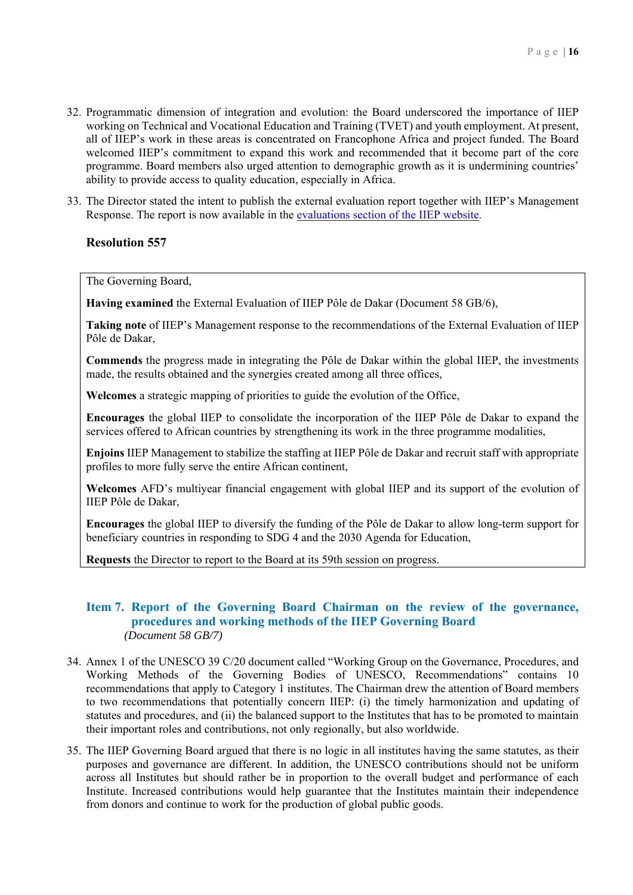32. Programmatic dimension of integration and evolution: the Board underscored the importance of IIEP working on Technical and Vocational Education and Training (TVET) and youth employment. At present, all of IIEP's work in these areas is concentrated on Francophone Africa and project funded. The Board welcomed IIEP's commitment to expand this work and recommended that it become part of the core programme. Board members also urged attention to demographic growth as it is undermining countries' ability to provide access to quality education, especially in Africa.

33. The Director stated the intent to publish the external evaluation report together with IIEP's Management Response. The report is now available in the [evaluations section of the IIEP website](evaluations section of the IIEP website).

**Resolution 557**

> The Governing Board,
>
> **Having examined** the External Evaluation of IIEP Pôle de Dakar (Document 58 GB/6),
>
> **Taking note** of IIEP's Management response to the recommendations of the External Evaluation of IIEP Pôle de Dakar,
>
> **Commends** the progress made in integrating the Pôle de Dakar within the global IIEP, the investments made, the results obtained and the synergies created among all three offices,
>
> **Welcomes** a strategic mapping of priorities to guide the evolution of the Office,
>
> **Encourages** the global IIEP to consolidate the incorporation of the IIEP Pôle de Dakar to expand the services offered to African countries by strengthening its work in the three programme modalities,
>
> **Enjoins** IIEP Management to stabilize the staffing at IIEP Pôle de Dakar and recruit staff with appropriate profiles to more fully serve the entire African continent,
>
> **Welcomes** AFD's multiyear financial engagement with global IIEP and its support of the evolution of IIEP Pôle de Dakar,
>
> **Encourages** the global IIEP to diversify the funding of the Pôle de Dakar to allow long-term support for beneficiary countries in responding to SDG 4 and the 2030 Agenda for Education,
>
> **Requests** the Director to report to the Board at its 59th session on progress.

## Item 7. Report of the Governing Board Chairman on the review of the governance, procedures and working methods of the IIEP Governing Board

*(Document 58 GB/7)*

34. Annex 1 of the UNESCO 39 C/20 document called "Working Group on the Governance, Procedures, and Working Methods of the Governing Bodies of UNESCO, Recommendations" contains 10 recommendations that apply to Category 1 institutes. The Chairman drew the attention of Board members to two recommendations that potentially concern IIEP: (i) the timely harmonization and updating of statutes and procedures, and (ii) the balanced support to the Institutes that has to be promoted to maintain their important roles and contributions, not only regionally, but also worldwide.

35. The IIEP Governing Board argued that there is no logic in all institutes having the same statutes, as their purposes and governance are different. In addition, the UNESCO contributions should not be uniform across all Institutes but should rather be in proportion to the overall budget and performance of each Institute. Increased contributions would help guarantee that the Institutes maintain their independence from donors and continue to work for the production of global public goods.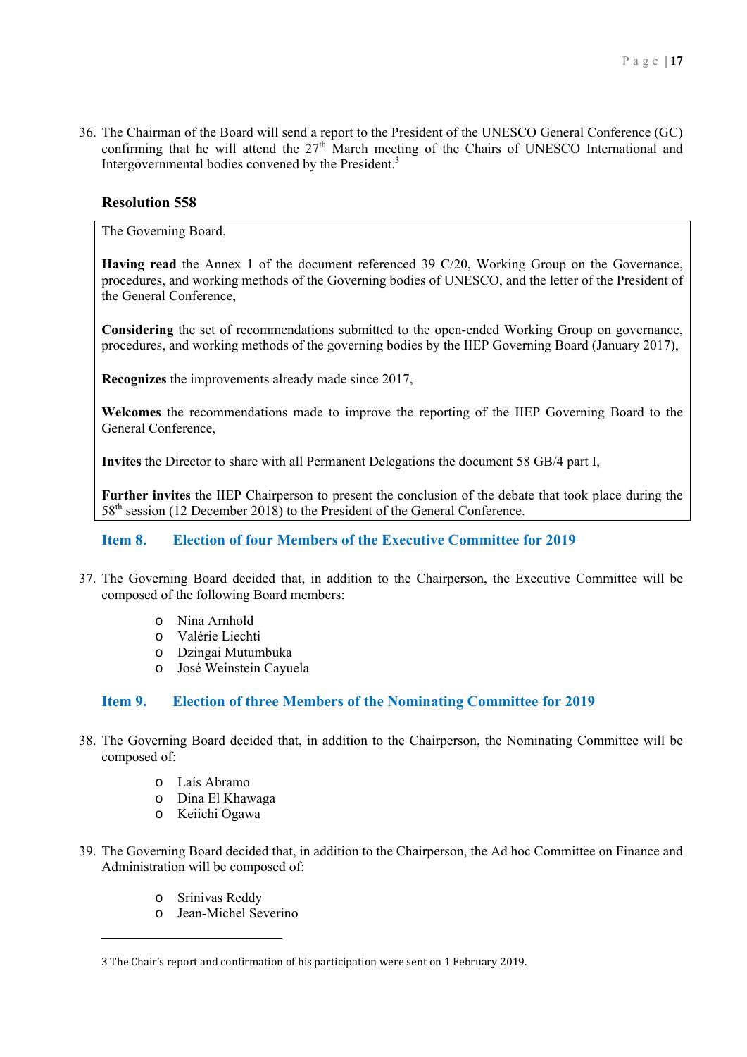36. The Chairman of the Board will send a report to the President of the UNESCO General Conference (GC) confirming that he will attend the 27th March meeting of the Chairs of UNESCO International and Intergovernmental bodies convened by the President.[3]

### Resolution 558

> The Governing Board,
>
> **Having read** the Annex 1 of the document referenced 39 C/20, Working Group on the Governance, procedures, and working methods of the Governing bodies of UNESCO, and the letter of the President of the General Conference,
>
> **Considering** the set of recommendations submitted to the open-ended Working Group on governance, procedures, and working methods of the governing bodies by the IIEP Governing Board (January 2017),
>
> **Recognizes** the improvements already made since 2017,
>
> **Welcomes** the recommendations made to improve the reporting of the IIEP Governing Board to the General Conference,
>
> **Invites** the Director to share with all Permanent Delegations the document 58 GB/4 part I,
>
> **Further invites** the IIEP Chairperson to present the conclusion of the debate that took place during the 58th session (12 December 2018) to the President of the General Conference.

## Item 8. Election of four Members of the Executive Committee for 2019

37. The Governing Board decided that, in addition to the Chairperson, the Executive Committee will be composed of the following Board members:

    - Nina Arnhold
    - Valérie Liechti
    - Dzingai Mutumbuka
    - José Weinstein Cayuela

## Item 9. Election of three Members of the Nominating Committee for 2019

38. The Governing Board decided that, in addition to the Chairperson, the Nominating Committee will be composed of:

    - Laís Abramo
    - Dina El Khawaga
    - Keiichi Ogawa

39. The Governing Board decided that, in addition to the Chairperson, the Ad hoc Committee on Finance and Administration will be composed of:

    - Srinivas Reddy
    - Jean-Michel Severino

---

3 The Chair's report and confirmation of his participation were sent on 1 February 2019.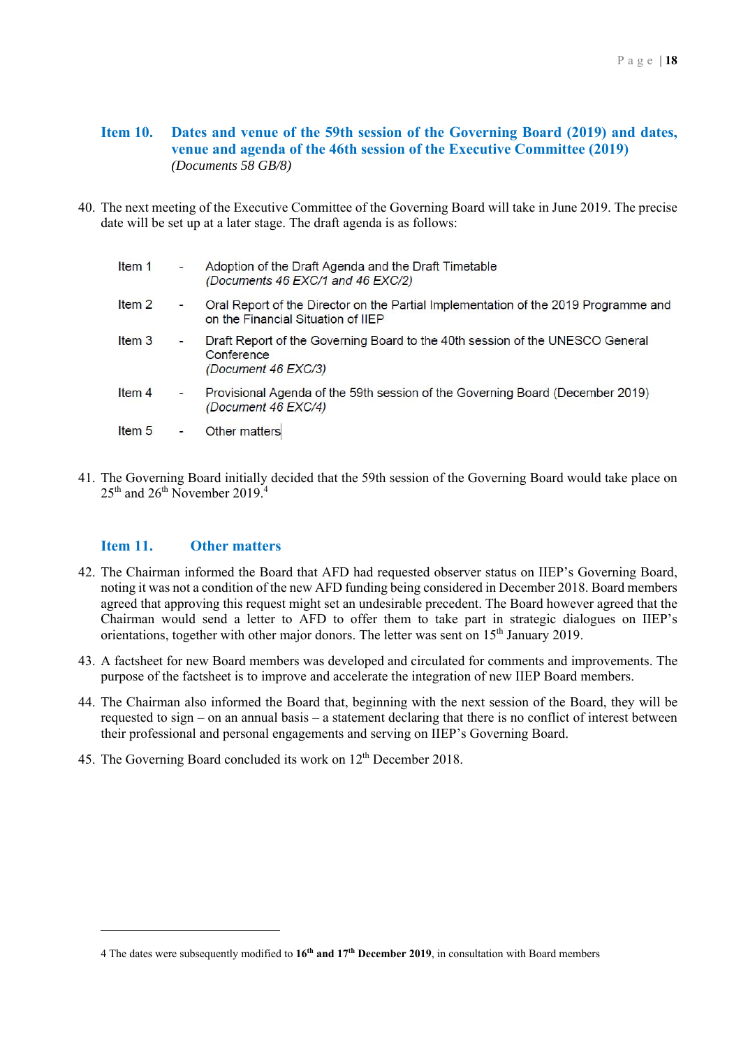## Item 10. Dates and venue of the 59th session of the Governing Board (2019) and dates, venue and agenda of the 46th session of the Executive Committee (2019)

*(Documents 58 GB/8)*

40. The next meeting of the Executive Committee of the Governing Board will take in June 2019. The precise date will be set up at a later stage. The draft agenda is as follows:

| | | |
|---|---|---|
| Item 1 | - | Adoption of the Draft Agenda and the Draft Timetable *(Documents 46 EXC/1 and 46 EXC/2)* |
| Item 2 | - | Oral Report of the Director on the Partial Implementation of the 2019 Programme and on the Financial Situation of IIEP |
| Item 3 | - | Draft Report of the Governing Board to the 40th session of the UNESCO General Conference *(Document 46 EXC/3)* |
| Item 4 | - | Provisional Agenda of the 59th session of the Governing Board (December 2019) *(Document 46 EXC/4)* |
| Item 5 | - | Other matters |

41. The Governing Board initially decided that the 59th session of the Governing Board would take place on 25th and 26th November 2019.[4]

## Item 11. Other matters

42. The Chairman informed the Board that AFD had requested observer status on IIEP's Governing Board, noting it was not a condition of the new AFD funding being considered in December 2018. Board members agreed that approving this request might set an undesirable precedent. The Board however agreed that the Chairman would send a letter to AFD to offer them to take part in strategic dialogues on IIEP's orientations, together with other major donors. The letter was sent on 15th January 2019.

43. A factsheet for new Board members was developed and circulated for comments and improvements. The purpose of the factsheet is to improve and accelerate the integration of new IIEP Board members.

44. The Chairman also informed the Board that, beginning with the next session of the Board, they will be requested to sign – on an annual basis – a statement declaring that there is no conflict of interest between their professional and personal engagements and serving on IIEP's Governing Board.

45. The Governing Board concluded its work on 12th December 2018.

---

4 The dates were subsequently modified to **16th and 17th December 2019**, in consultation with Board members